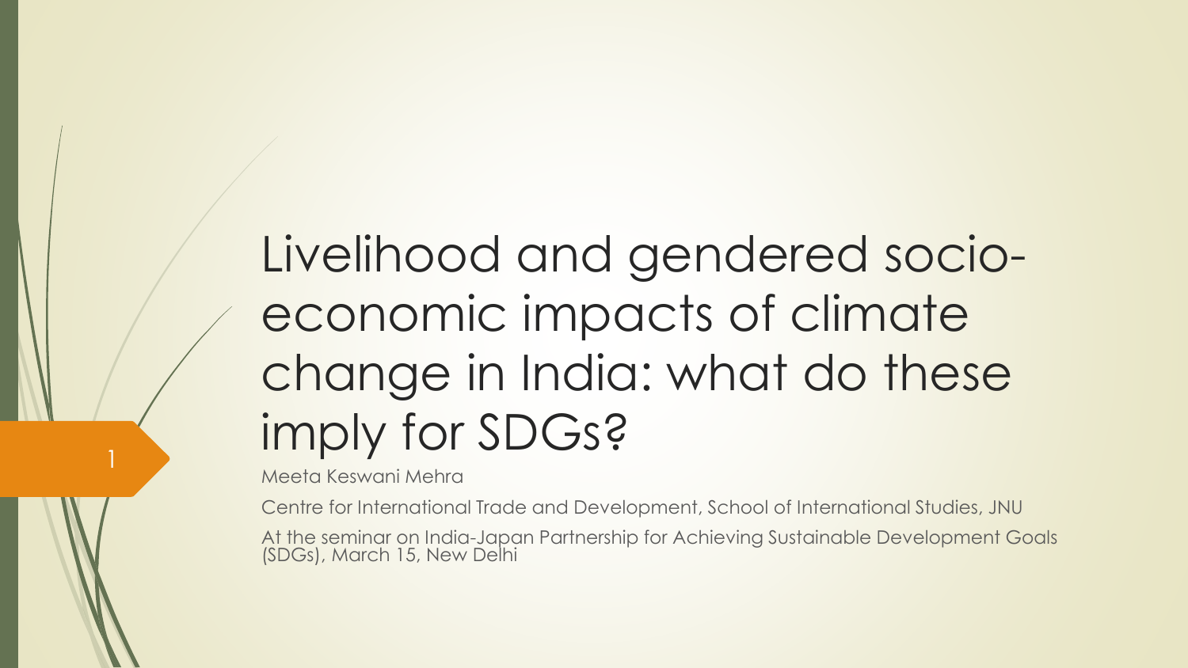# Livelihood and gendered socio-economic impacts of climate change in India: what do these imply for SDGs?

Meeta Keswani Mehra

Centre for International Trade and Development, School of International Studies, JNU

At the seminar on India-Japan Partnership for Achieving Sustainable Development Goals (SDGs), March 15, New Delhi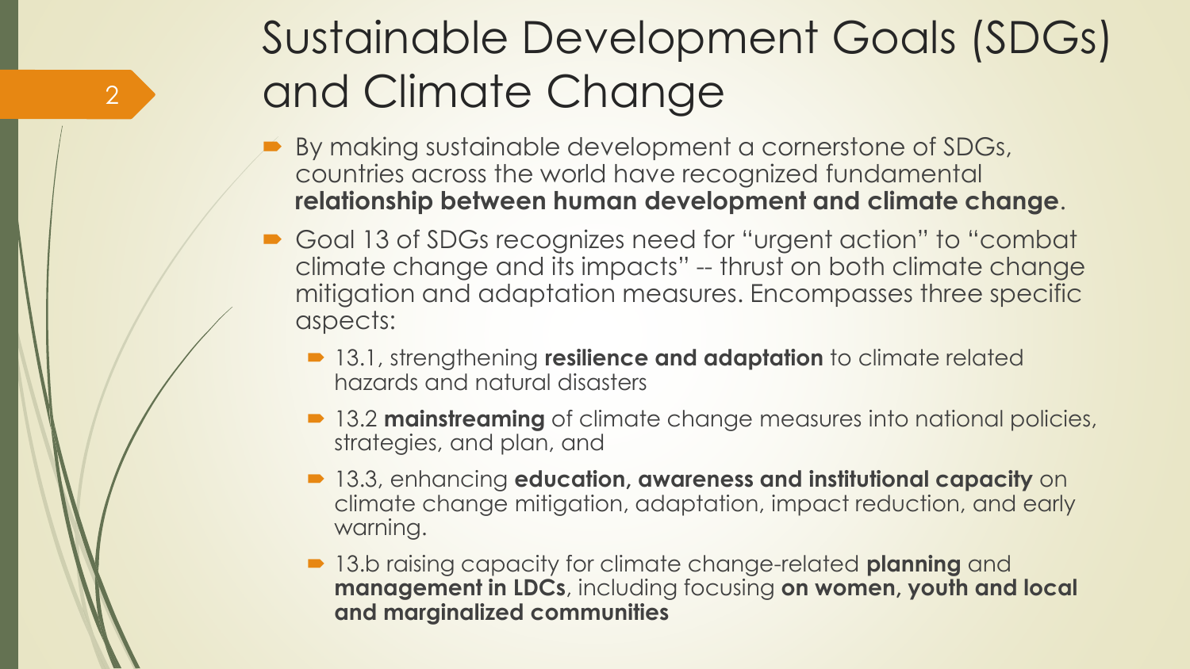# Sustainable Development Goals (SDGs) and Climate Change

- By making sustainable development a cornerstone of SDGs, countries across the world have recognized fundamental **relationship between human development and climate change**.
- Goal 13 of SDGs recognizes need for "urgent action" to "combat climate change and its impacts" -- thrust on both climate change mitigation and adaptation measures. Encompasses three specific aspects:
  - 13.1, strengthening **resilience and adaptation** to climate related hazards and natural disasters
  - 13.2 **mainstreaming** of climate change measures into national policies, strategies, and plan, and
  - 13.3, enhancing **education, awareness and institutional capacity** on climate change mitigation, adaptation, impact reduction, and early warning.
  - 13.b raising capacity for climate change-related **planning** and **management in LDCs**, including focusing **on women, youth and local and marginalized communities**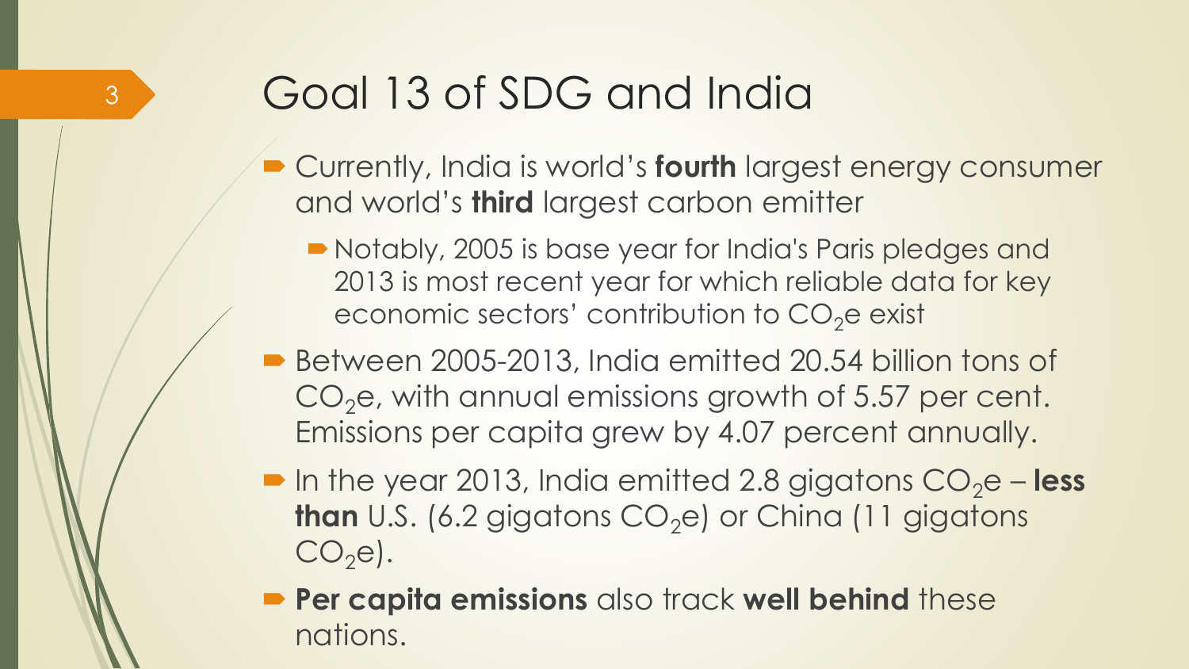# Goal 13 of SDG and India

- Currently, India is world's **fourth** largest energy consumer and world's **third** largest carbon emitter
  - Notably, 2005 is base year for India's Paris pledges and 2013 is most recent year for which reliable data for key economic sectors' contribution to $CO_2e$ exist
- Between 2005-2013, India emitted 20.54 billion tons of $CO_2e$, with annual emissions growth of 5.57 per cent. Emissions per capita grew by 4.07 percent annually.
- In the year 2013, India emitted 2.8 gigatons $CO_2e$ – **less than** U.S. (6.2 gigatons $CO_2e$) or China (11 gigatons $CO_2e$).
- **Per capita emissions** also track **well behind** these nations.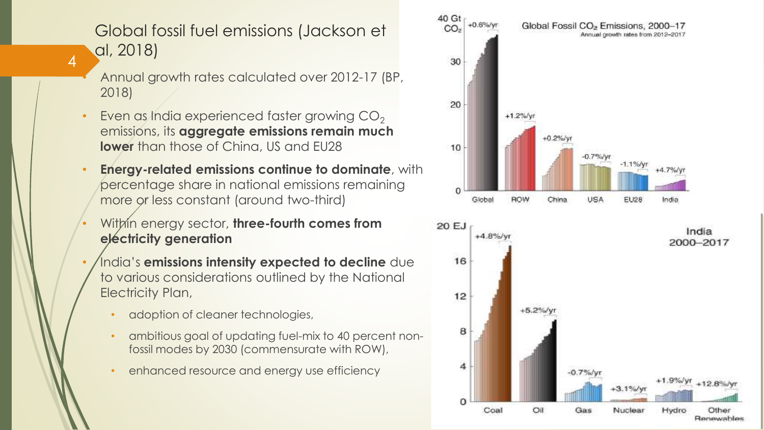# Global fossil fuel emissions (Jackson et al, 2018)

- Annual growth rates calculated over 2012-17 (BP, 2018)
- Even as India experienced faster growing $CO_2$ emissions, its **aggregate emissions remain much lower** than those of China, US and EU28
- **Energy-related emissions continue to dominate**, with percentage share in national emissions remaining more or less constant (around two-third)
- Within energy sector, **three-fourth comes from electricity generation**
- India's **emissions intensity expected to decline** due to various considerations outlined by the National Electricity Plan,
  - adoption of cleaner technologies,
  - ambitious goal of updating fuel-mix to 40 percent non-fossil modes by 2030 (commensurate with ROW),
  - enhanced resource and energy use efficiency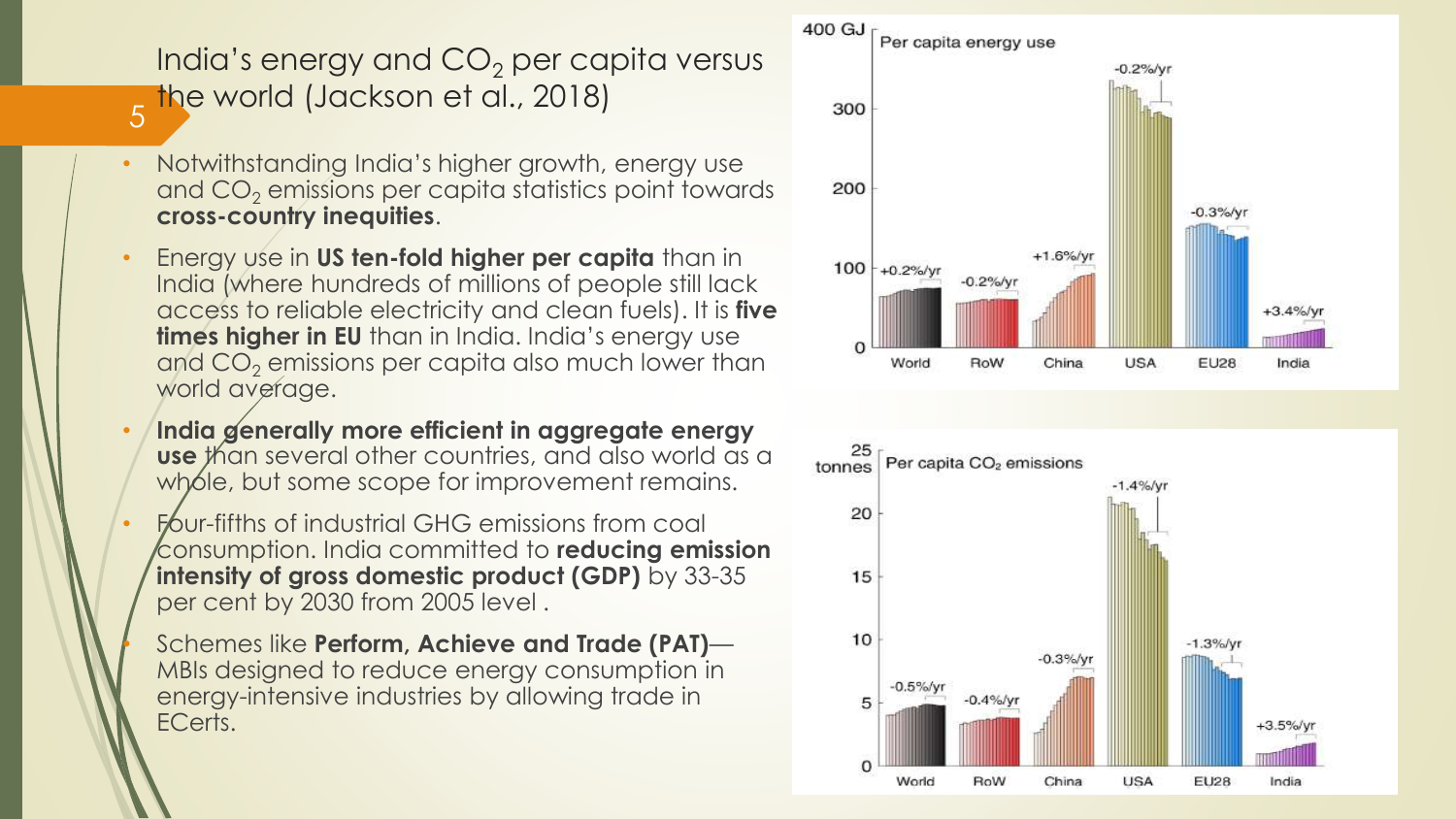# India's energy and $CO_2$ per capita versus the world (Jackson et al., 2018)

- Notwithstanding India's higher growth, energy use and $CO_2$ emissions per capita statistics point towards **cross-country inequities**.
- Energy use in **US ten-fold higher per capita** than in India (where hundreds of millions of people still lack access to reliable electricity and clean fuels). It is **five times higher in EU** than in India. India's energy use and $CO_2$ emissions per capita also much lower than world average.
- **India generally more efficient in aggregate energy use** than several other countries, and also world as a whole, but some scope for improvement remains.
- Four-fifths of industrial GHG emissions from coal consumption. India committed to **reducing emission intensity of gross domestic product (GDP)** by 33-35 per cent by 2030 from 2005 level .
- Schemes like **Perform, Achieve and Trade (PAT)**—MBIs designed to reduce energy consumption in energy-intensive industries by allowing trade in ECerts.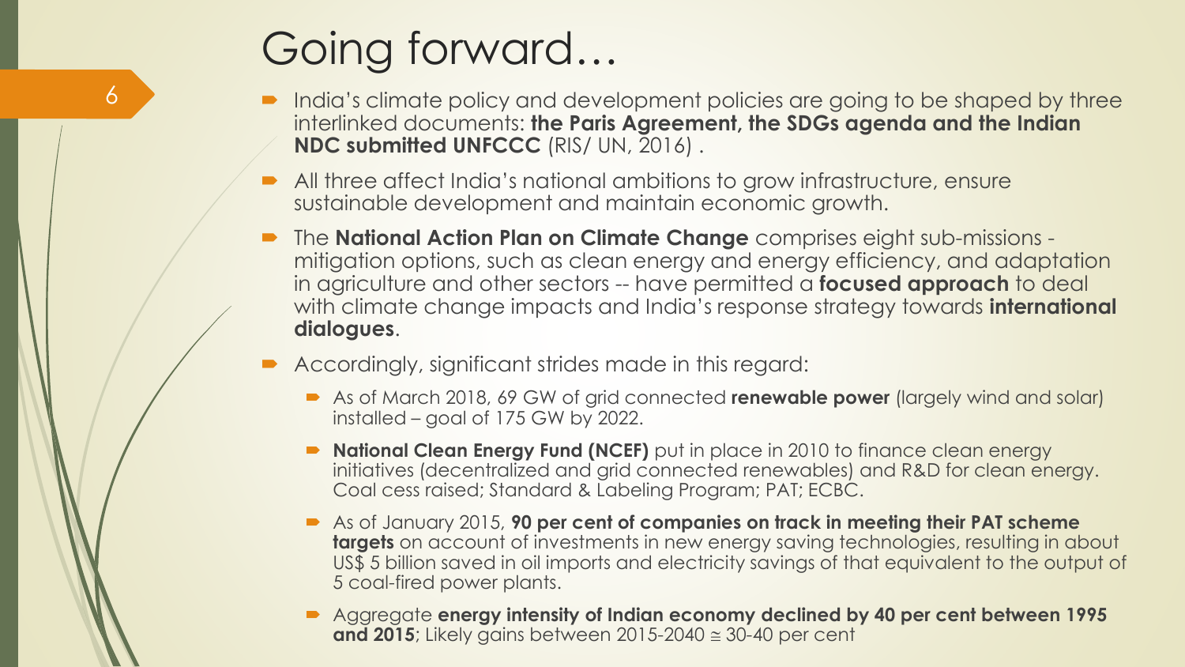# Going forward…

- India's climate policy and development policies are going to be shaped by three interlinked documents: **the Paris Agreement, the SDGs agenda and the Indian NDC submitted UNFCCC** (RIS/ UN, 2016) .
- All three affect India's national ambitions to grow infrastructure, ensure sustainable development and maintain economic growth.
- The **National Action Plan on Climate Change** comprises eight sub-missions - mitigation options, such as clean energy and energy efficiency, and adaptation in agriculture and other sectors -- have permitted a **focused approach** to deal with climate change impacts and India's response strategy towards **international dialogues**.
- Accordingly, significant strides made in this regard:
  - As of March 2018, 69 GW of grid connected **renewable power** (largely wind and solar) installed – goal of 175 GW by 2022.
  - **National Clean Energy Fund (NCEF)** put in place in 2010 to finance clean energy initiatives (decentralized and grid connected renewables) and R&D for clean energy. Coal cess raised; Standard & Labeling Program; PAT; ECBC.
  - As of January 2015, **90 per cent of companies on track in meeting their PAT scheme targets** on account of investments in new energy saving technologies, resulting in about US$ 5 billion saved in oil imports and electricity savings of that equivalent to the output of 5 coal-fired power plants.
  - Aggregate **energy intensity of Indian economy declined by 40 per cent between 1995 and 2015**; Likely gains between 2015-2040 ≅ 30-40 per cent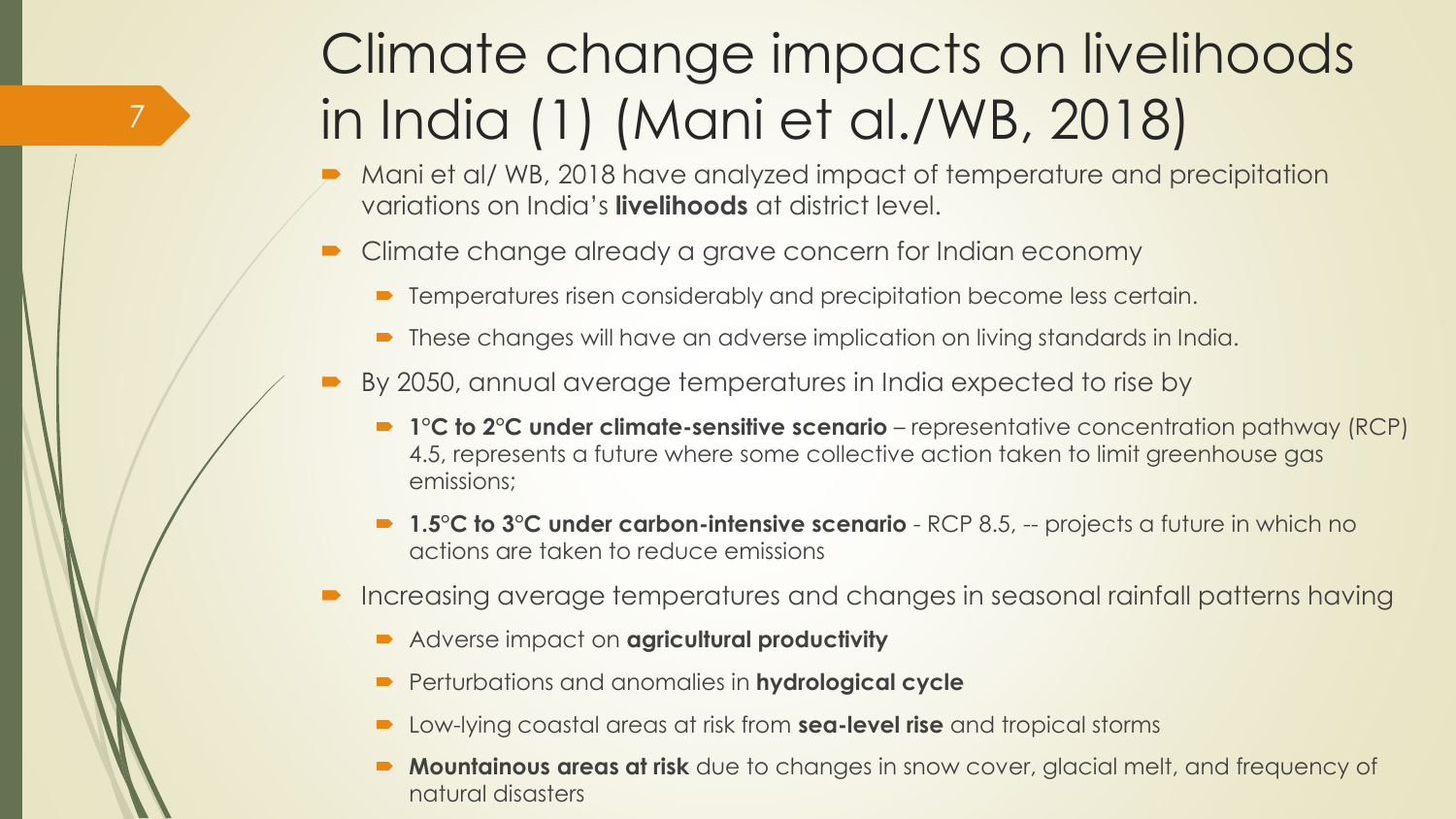# Climate change impacts on livelihoods in India (1) (Mani et al./WB, 2018)

- Mani et al/ WB, 2018 have analyzed impact of temperature and precipitation variations on India's **livelihoods** at district level.
- Climate change already a grave concern for Indian economy
  - Temperatures risen considerably and precipitation become less certain.
  - These changes will have an adverse implication on living standards in India.
- By 2050, annual average temperatures in India expected to rise by
  - **1°C to 2°C under climate-sensitive scenario** – representative concentration pathway (RCP) 4.5, represents a future where some collective action taken to limit greenhouse gas emissions;
  - **1.5°C to 3°C under carbon-intensive scenario** - RCP 8.5, -- projects a future in which no actions are taken to reduce emissions
- Increasing average temperatures and changes in seasonal rainfall patterns having
  - Adverse impact on **agricultural productivity**
  - Perturbations and anomalies in **hydrological cycle**
  - Low-lying coastal areas at risk from **sea-level rise** and tropical storms
  - **Mountainous areas at risk** due to changes in snow cover, glacial melt, and frequency of natural disasters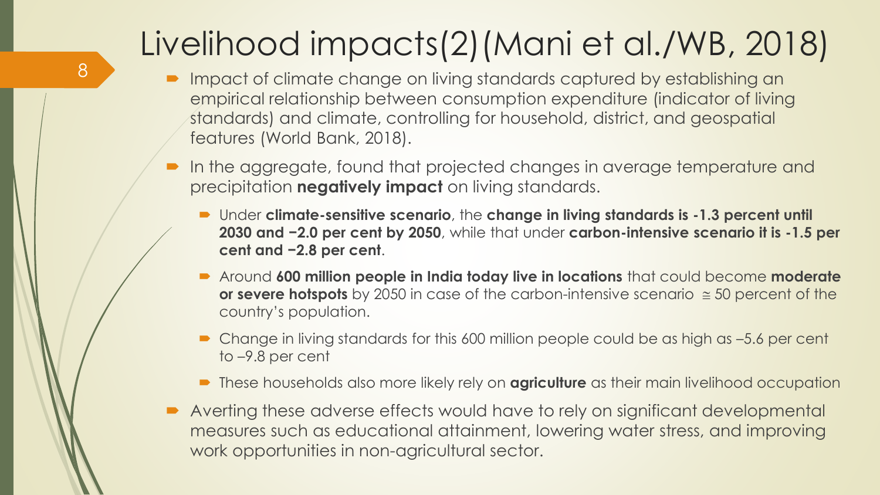# Livelihood impacts(2)(Mani et al./WB, 2018)

- Impact of climate change on living standards captured by establishing an empirical relationship between consumption expenditure (indicator of living standards) and climate, controlling for household, district, and geospatial features (World Bank, 2018).
- In the aggregate, found that projected changes in average temperature and precipitation **negatively impact** on living standards.
  - Under **climate-sensitive scenario**, the **change in living standards is -1.3 percent until 2030 and −2.0 per cent by 2050**, while that under **carbon-intensive scenario it is -1.5 per cent and −2.8 per cent**.
  - Around **600 million people in India today live in locations** that could become **moderate or severe hotspots** by 2050 in case of the carbon-intensive scenario $\cong$ 50 percent of the country's population.
  - Change in living standards for this 600 million people could be as high as –5.6 per cent to –9.8 per cent
  - These households also more likely rely on **agriculture** as their main livelihood occupation
- Averting these adverse effects would have to rely on significant developmental measures such as educational attainment, lowering water stress, and improving work opportunities in non-agricultural sector.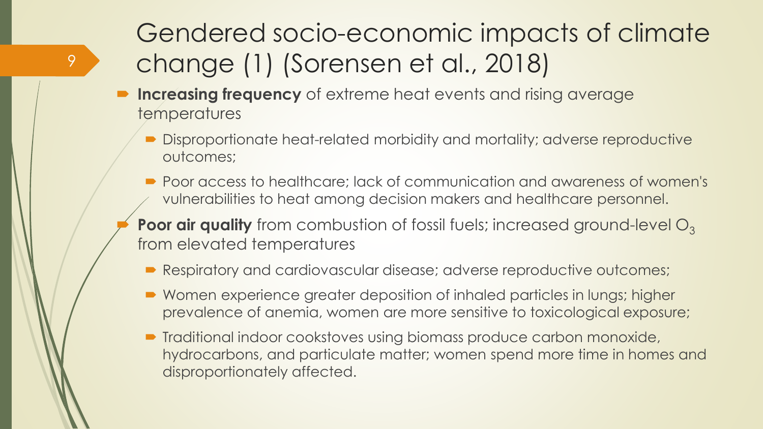# Gendered socio-economic impacts of climate change (1) (Sorensen et al., 2018)

- **Increasing frequency** of extreme heat events and rising average temperatures
  - Disproportionate heat-related morbidity and mortality; adverse reproductive outcomes;
  - Poor access to healthcare; lack of communication and awareness of women's vulnerabilities to heat among decision makers and healthcare personnel.
- **Poor air quality** from combustion of fossil fuels; increased ground-level $O_3$ from elevated temperatures
  - Respiratory and cardiovascular disease; adverse reproductive outcomes;
  - Women experience greater deposition of inhaled particles in lungs; higher prevalence of anemia, women are more sensitive to toxicological exposure;
  - Traditional indoor cookstoves using biomass produce carbon monoxide, hydrocarbons, and particulate matter; women spend more time in homes and disproportionately affected.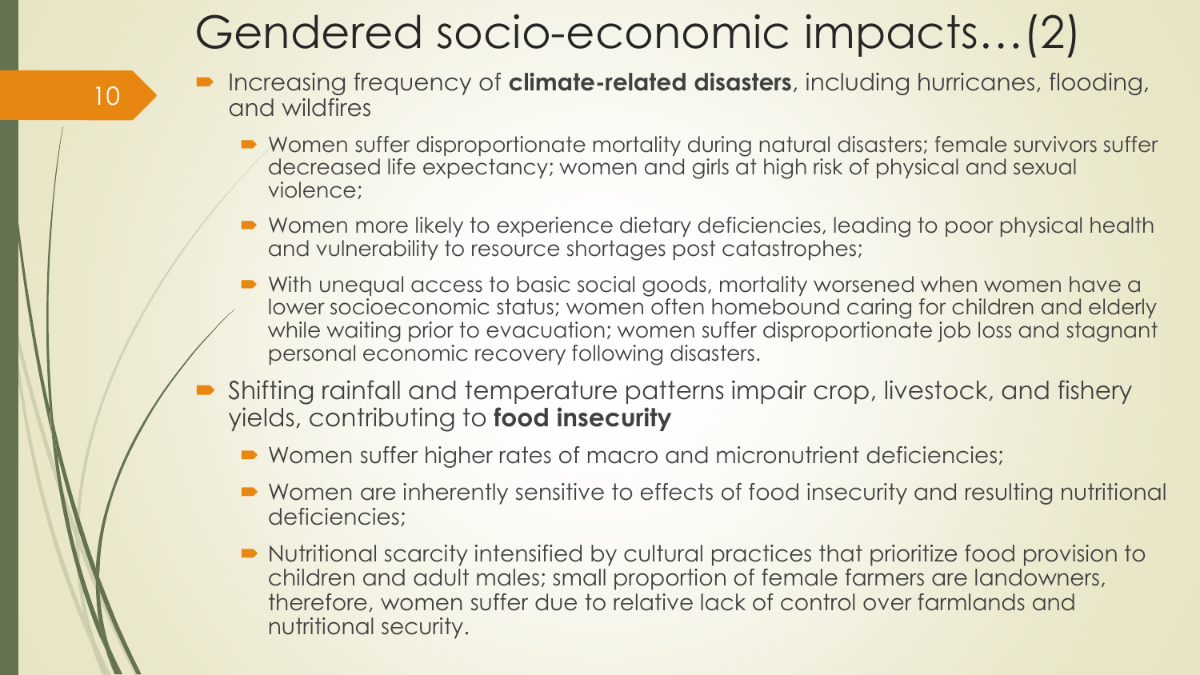# Gendered socio-economic impacts…(2)

- Increasing frequency of **climate-related disasters**, including hurricanes, flooding, and wildfires
  - Women suffer disproportionate mortality during natural disasters; female survivors suffer decreased life expectancy; women and girls at high risk of physical and sexual violence;
  - Women more likely to experience dietary deficiencies, leading to poor physical health and vulnerability to resource shortages post catastrophes;
  - With unequal access to basic social goods, mortality worsened when women have a lower socioeconomic status; women often homebound caring for children and elderly while waiting prior to evacuation; women suffer disproportionate job loss and stagnant personal economic recovery following disasters.
- Shifting rainfall and temperature patterns impair crop, livestock, and fishery yields, contributing to **food insecurity**
  - Women suffer higher rates of macro and micronutrient deficiencies;
  - Women are inherently sensitive to effects of food insecurity and resulting nutritional deficiencies;
  - Nutritional scarcity intensified by cultural practices that prioritize food provision to children and adult males; small proportion of female farmers are landowners, therefore, women suffer due to relative lack of control over farmlands and nutritional security.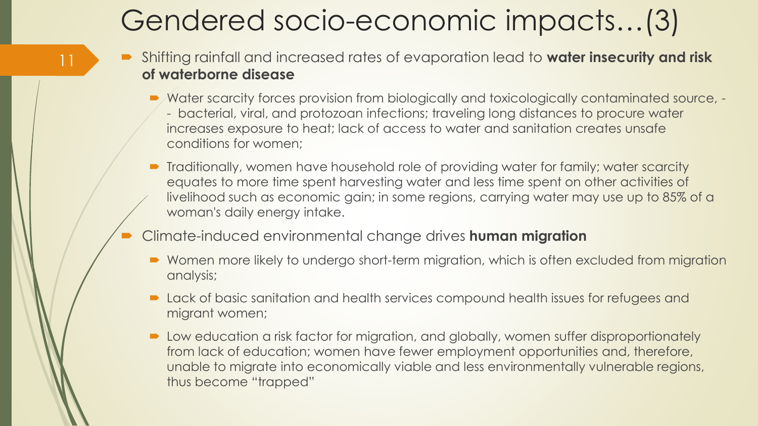# Gendered socio-economic impacts…(3)

- Shifting rainfall and increased rates of evaporation lead to **water insecurity and risk of waterborne disease**
  - Water scarcity forces provision from biologically and toxicologically contaminated source, -- bacterial, viral, and protozoan infections; traveling long distances to procure water increases exposure to heat; lack of access to water and sanitation creates unsafe conditions for women;
  - Traditionally, women have household role of providing water for family; water scarcity equates to more time spent harvesting water and less time spent on other activities of livelihood such as economic gain; in some regions, carrying water may use up to 85% of a woman's daily energy intake.
- Climate-induced environmental change drives **human migration**
  - Women more likely to undergo short-term migration, which is often excluded from migration analysis;
  - Lack of basic sanitation and health services compound health issues for refugees and migrant women;
  - Low education a risk factor for migration, and globally, women suffer disproportionately from lack of education; women have fewer employment opportunities and, therefore, unable to migrate into economically viable and less environmentally vulnerable regions, thus become "trapped"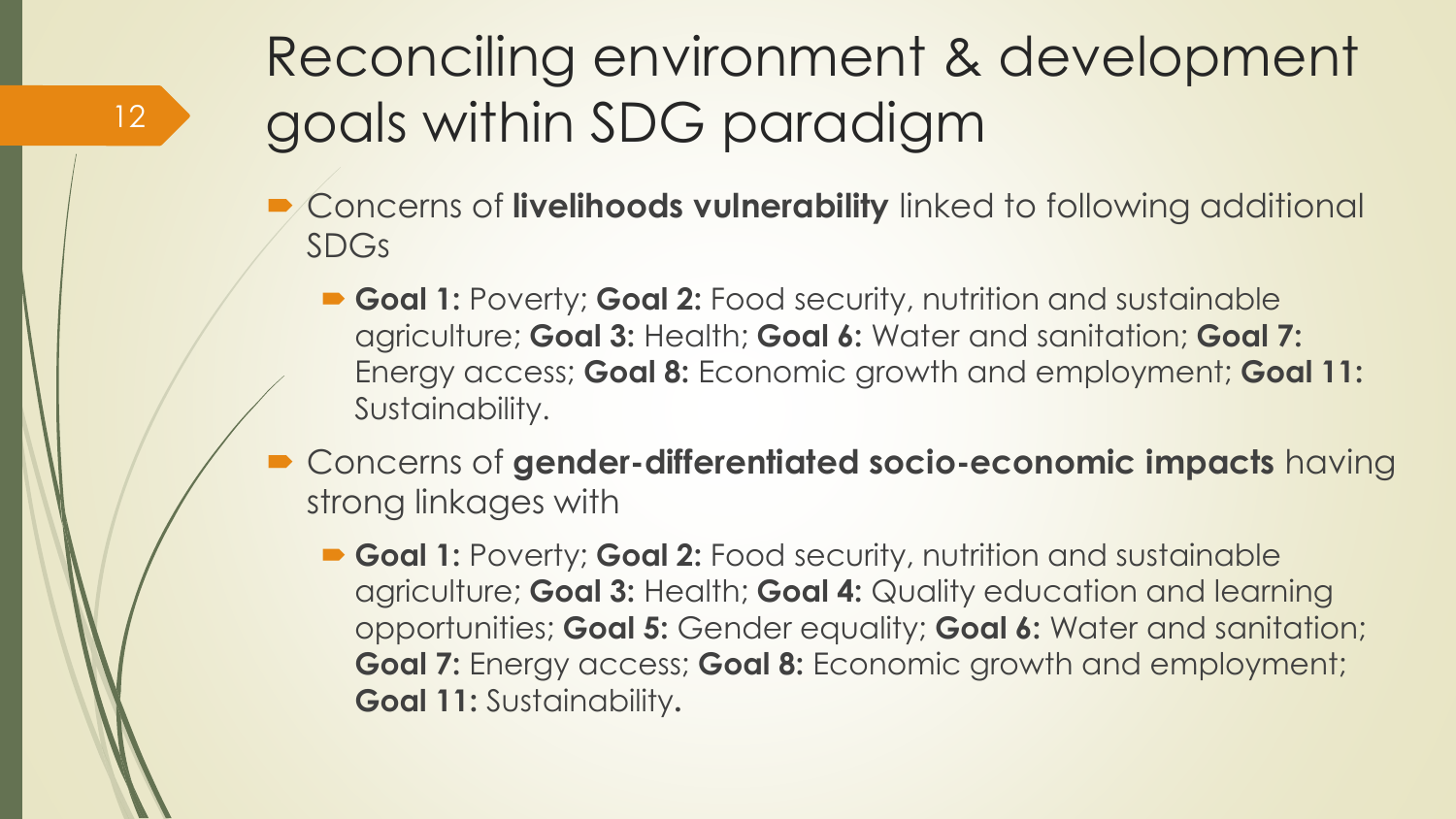# Reconciling environment & development goals within SDG paradigm

- Concerns of **livelihoods vulnerability** linked to following additional SDGs
  - **Goal 1:** Poverty; **Goal 2:** Food security, nutrition and sustainable agriculture; **Goal 3:** Health; **Goal 6:** Water and sanitation; **Goal 7:** Energy access; **Goal 8:** Economic growth and employment; **Goal 11:** Sustainability.
- Concerns of **gender-differentiated socio-economic impacts** having strong linkages with
  - **Goal 1:** Poverty; **Goal 2:** Food security, nutrition and sustainable agriculture; **Goal 3:** Health; **Goal 4:** Quality education and learning opportunities; **Goal 5:** Gender equality; **Goal 6:** Water and sanitation; **Goal 7:** Energy access; **Goal 8:** Economic growth and employment; **Goal 11:** Sustainability**.**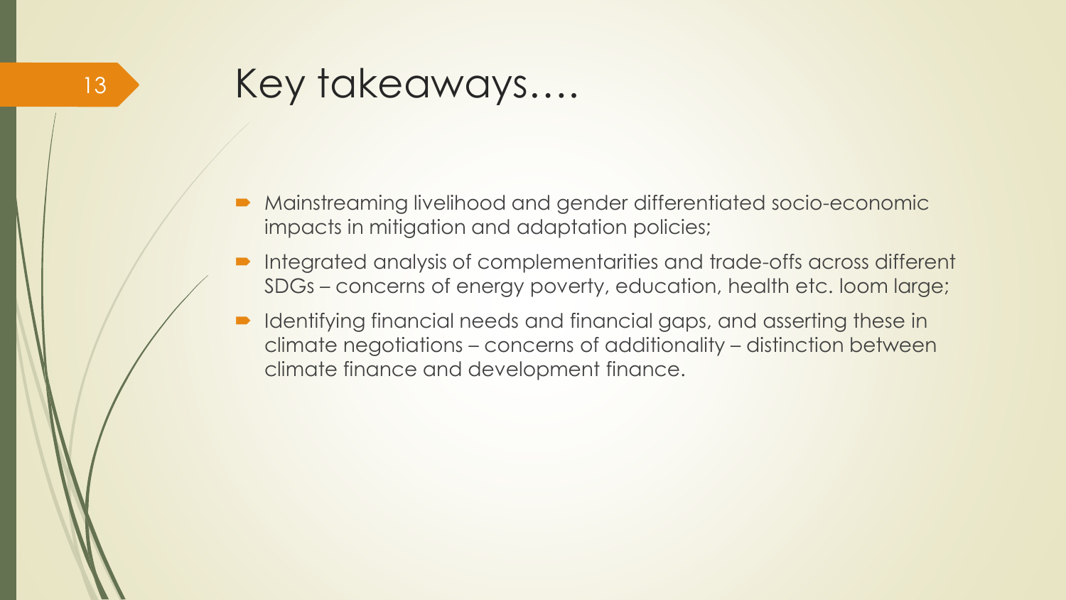# Key takeaways….

- Mainstreaming livelihood and gender differentiated socio-economic impacts in mitigation and adaptation policies;
- Integrated analysis of complementarities and trade-offs across different SDGs – concerns of energy poverty, education, health etc. loom large;
- Identifying financial needs and financial gaps, and asserting these in climate negotiations – concerns of additionality – distinction between climate finance and development finance.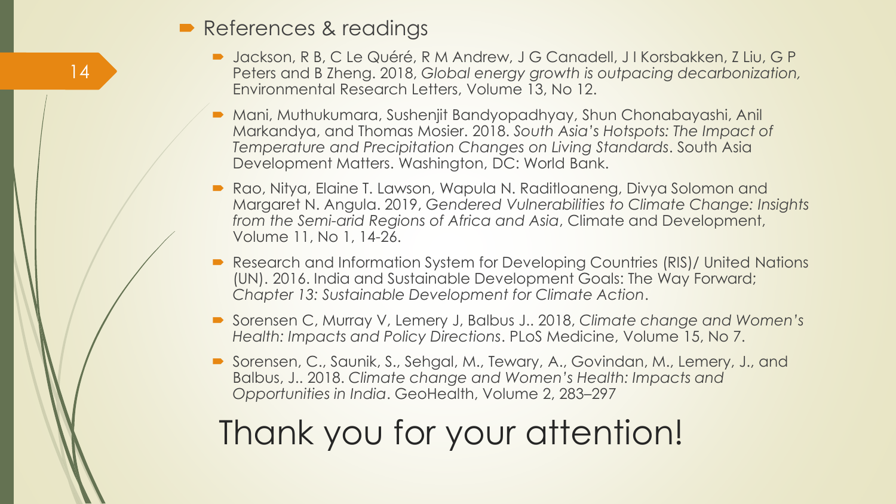## References & readings

- Jackson, R B, C Le Quéré, R M Andrew, J G Canadell, J I Korsbakken, Z Liu, G P Peters and B Zheng. 2018, *Global energy growth is outpacing decarbonization,* Environmental Research Letters, Volume 13, No 12.
- Mani, Muthukumara, Sushenjit Bandyopadhyay, Shun Chonabayashi, Anil Markandya, and Thomas Mosier. 2018. *South Asia's Hotspots: The Impact of Temperature and Precipitation Changes on Living Standards*. South Asia Development Matters. Washington, DC: World Bank.
- Rao, Nitya, Elaine T. Lawson, Wapula N. Raditloaneng, Divya Solomon and Margaret N. Angula. 2019, *Gendered Vulnerabilities to Climate Change: Insights from the Semi-arid Regions of Africa and Asia*, Climate and Development, Volume 11, No 1, 14-26.
- Research and Information System for Developing Countries (RIS)/ United Nations (UN). 2016. India and Sustainable Development Goals: The Way Forward; *Chapter 13: Sustainable Development for Climate Action*.
- Sorensen C, Murray V, Lemery J, Balbus J.. 2018, *Climate change and Women's Health: Impacts and Policy Directions*. PLoS Medicine, Volume 15, No 7.
- Sorensen, C., Saunik, S., Sehgal, M., Tewary, A., Govindan, M., Lemery, J., and Balbus, J.. 2018. *Climate change and Women's Health: Impacts and Opportunities in India*. GeoHealth, Volume 2, 283–297

# Thank you for your attention!